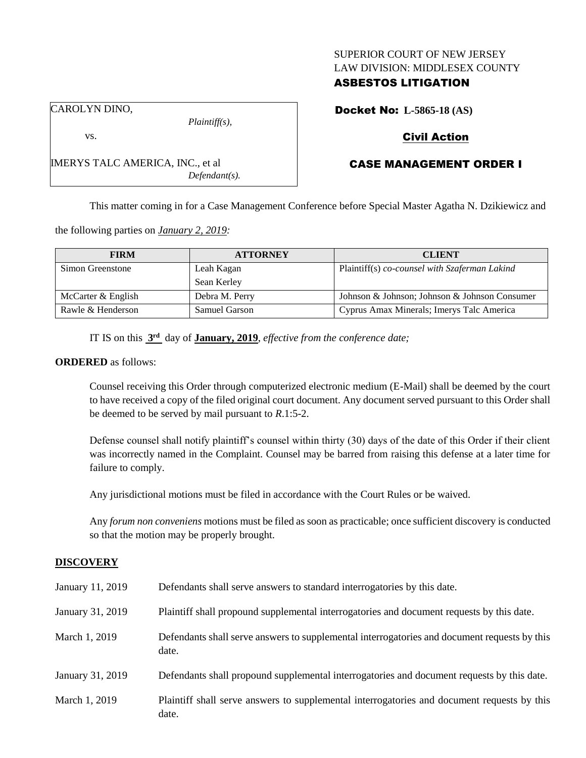SUPERIOR COURT OF NEW JERSEY
LAW DIVISION: MIDDLESEX COUNTY
**ASBESTOS LITIGATION**

CAROLYN DINO,
*Plaintiff(s),*

vs.

IMERYS TALC AMERICA, INC., et al
*Defendant(s).*

**Docket No: L-5865-18 (AS)**

**Civil Action**

**CASE MANAGEMENT ORDER I**

This matter coming in for a Case Management Conference before Special Master Agatha N. Dzikiewicz and the following parties on *January 2, 2019:*

| FIRM | ATTORNEY | CLIENT |
|---|---|---|
| Simon Greenstone | Leah Kagan<br>Sean Kerley | Plaintiff(s) *co-counsel with Szaferman Lakind* |
| McCarter & English | Debra M. Perry | Johnson & Johnson; Johnson & Johnson Consumer |
| Rawle & Henderson | Samuel Garson | Cyprus Amax Minerals; Imerys Talc America |

IT IS on this **3rd** day of **January, 2019**, *effective from the conference date;*

**ORDERED** as follows:

Counsel receiving this Order through computerized electronic medium (E-Mail) shall be deemed by the court to have received a copy of the filed original court document. Any document served pursuant to this Order shall be deemed to be served by mail pursuant to *R*.1:5-2.

Defense counsel shall notify plaintiff's counsel within thirty (30) days of the date of this Order if their client was incorrectly named in the Complaint. Counsel may be barred from raising this defense at a later time for failure to comply.

Any jurisdictional motions must be filed in accordance with the Court Rules or be waived.

Any *forum non conveniens* motions must be filed as soon as practicable; once sufficient discovery is conducted so that the motion may be properly brought.

**DISCOVERY**

January 11, 2019 — Defendants shall serve answers to standard interrogatories by this date.

January 31, 2019 — Plaintiff shall propound supplemental interrogatories and document requests by this date.

March 1, 2019 — Defendants shall serve answers to supplemental interrogatories and document requests by this date.

January 31, 2019 — Defendants shall propound supplemental interrogatories and document requests by this date.

March 1, 2019 — Plaintiff shall serve answers to supplemental interrogatories and document requests by this date.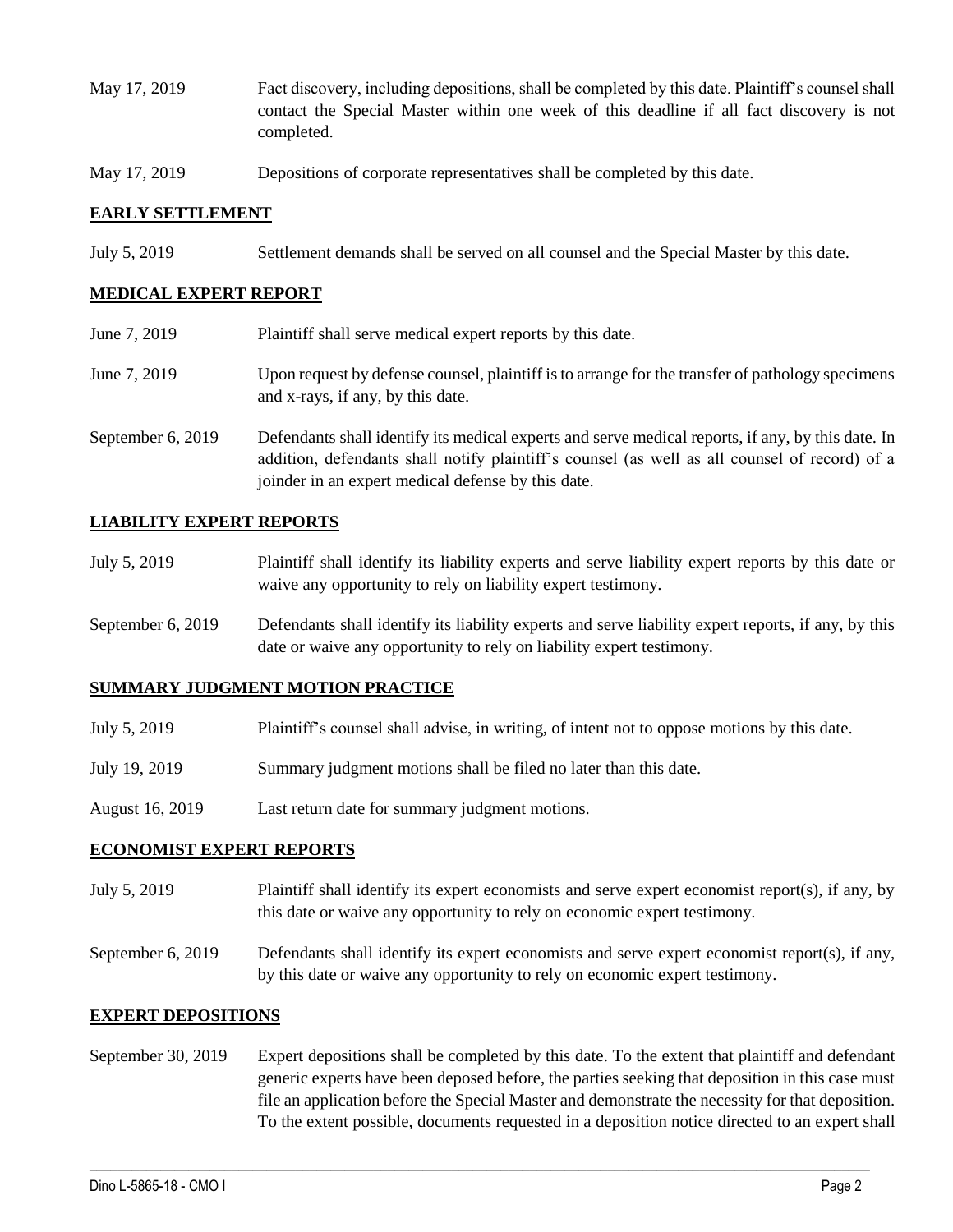May 17, 2019 Fact discovery, including depositions, shall be completed by this date. Plaintiff's counsel shall contact the Special Master within one week of this deadline if all fact discovery is not completed.

May 17, 2019 Depositions of corporate representatives shall be completed by this date.

## EARLY SETTLEMENT

July 5, 2019 Settlement demands shall be served on all counsel and the Special Master by this date.

## MEDICAL EXPERT REPORT

June 7, 2019 Plaintiff shall serve medical expert reports by this date.

June 7, 2019 Upon request by defense counsel, plaintiff is to arrange for the transfer of pathology specimens and x-rays, if any, by this date.

September 6, 2019 Defendants shall identify its medical experts and serve medical reports, if any, by this date. In addition, defendants shall notify plaintiff's counsel (as well as all counsel of record) of a joinder in an expert medical defense by this date.

## LIABILITY EXPERT REPORTS

July 5, 2019 Plaintiff shall identify its liability experts and serve liability expert reports by this date or waive any opportunity to rely on liability expert testimony.

September 6, 2019 Defendants shall identify its liability experts and serve liability expert reports, if any, by this date or waive any opportunity to rely on liability expert testimony.

## SUMMARY JUDGMENT MOTION PRACTICE

July 5, 2019 Plaintiff's counsel shall advise, in writing, of intent not to oppose motions by this date.

July 19, 2019 Summary judgment motions shall be filed no later than this date.

August 16, 2019 Last return date for summary judgment motions.

## ECONOMIST EXPERT REPORTS

July 5, 2019 Plaintiff shall identify its expert economists and serve expert economist report(s), if any, by this date or waive any opportunity to rely on economic expert testimony.

September 6, 2019 Defendants shall identify its expert economists and serve expert economist report(s), if any, by this date or waive any opportunity to rely on economic expert testimony.

## EXPERT DEPOSITIONS

September 30, 2019 Expert depositions shall be completed by this date. To the extent that plaintiff and defendant generic experts have been deposed before, the parties seeking that deposition in this case must file an application before the Special Master and demonstrate the necessity for that deposition. To the extent possible, documents requested in a deposition notice directed to an expert shall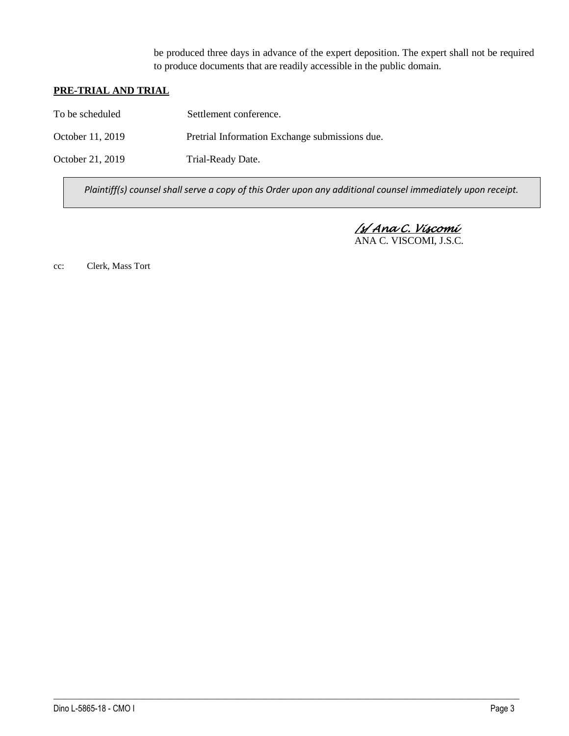be produced three days in advance of the expert deposition. The expert shall not be required to produce documents that are readily accessible in the public domain.

**PRE-TRIAL AND TRIAL**

| | |
|---|---|
| To be scheduled | Settlement conference. |
| October 11, 2019 | Pretrial Information Exchange submissions due. |
| October 21, 2019 | Trial-Ready Date. |

*Plaintiff(s) counsel shall serve a copy of this Order upon any additional counsel immediately upon receipt.*

/s/ Ana C. Viscomi
ANA C. VISCOMI, J.S.C.

cc: Clerk, Mass Tort